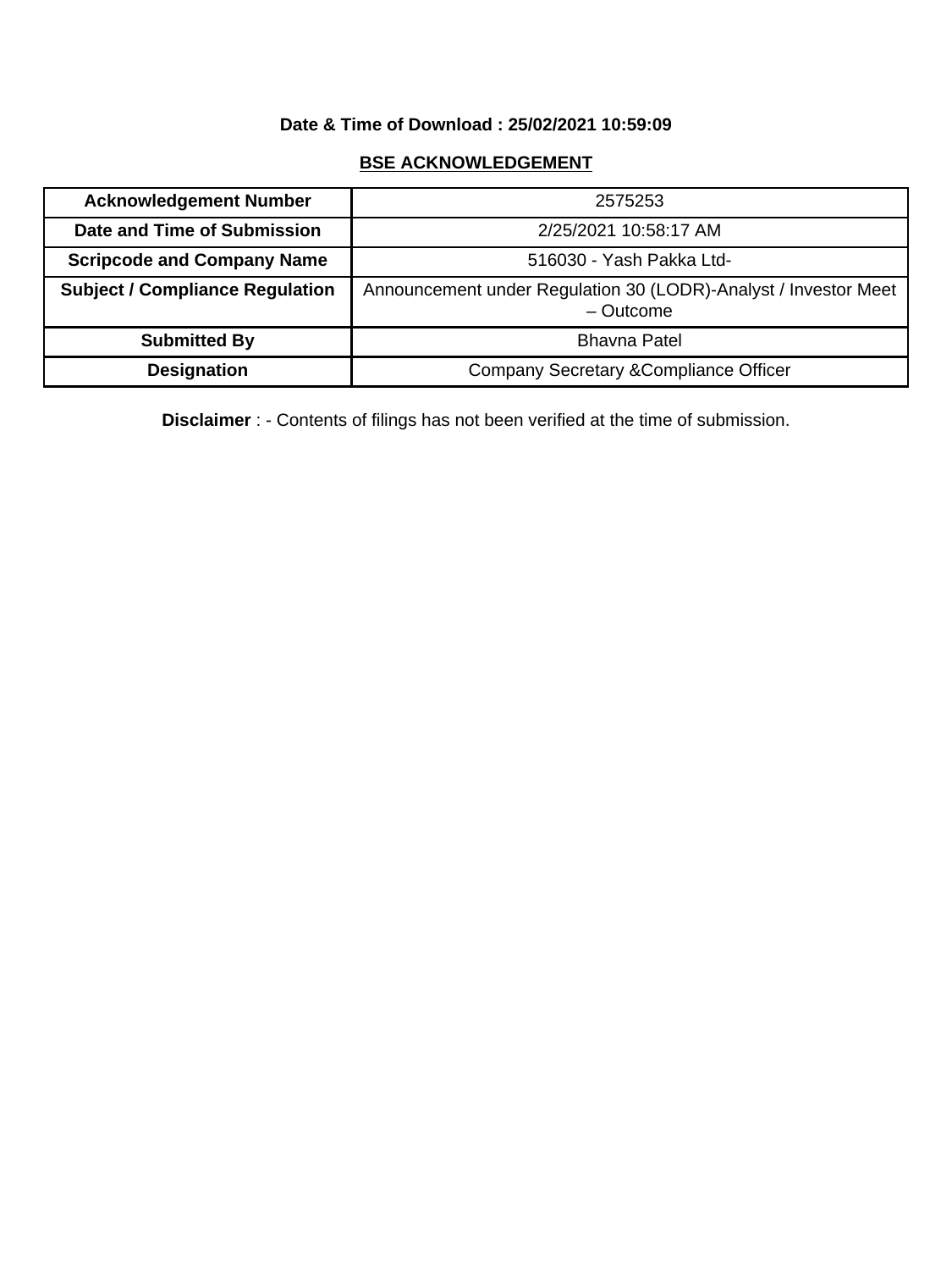**Date & Time of Download : 25/02/2021 10:59:09**

## BSE ACKNOWLEDGEMENT

| **Acknowledgement Number** | 2575253 |
|---|---|
| **Date and Time of Submission** | 2/25/2021 10:58:17 AM |
| **Scripcode and Company Name** | 516030 - Yash Pakka Ltd- |
| **Subject / Compliance Regulation** | Announcement under Regulation 30 (LODR)-Analyst / Investor Meet – Outcome |
| **Submitted By** | Bhavna Patel |
| **Designation** | Company Secretary &Compliance Officer |

**Disclaimer** : - Contents of filings has not been verified at the time of submission.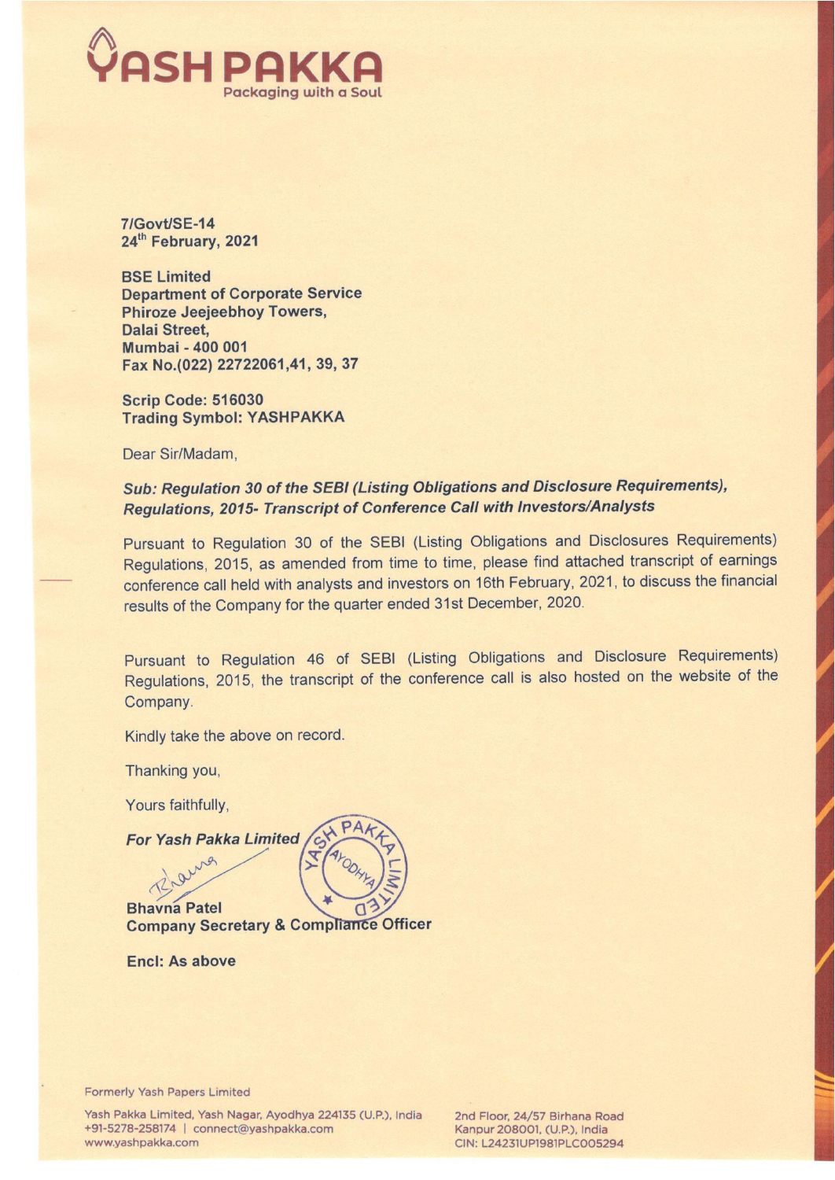# YASH PAKKA

Packaging with a Soul

**7/Govt/SE-14**
**24th February, 2021**

**BSE Limited**
**Department of Corporate Service**
**Phiroze Jeejeebhoy Towers,**
**Dalai Street,**
**Mumbai - 400 001**
**Fax No.(022) 22722061,41, 39, 37**

**Scrip Code: 516030**
**Trading Symbol: YASHPAKKA**

Dear Sir/Madam,

***Sub: Regulation 30 of the SEBI (Listing Obligations and Disclosure Requirements), Regulations, 2015- Transcript of Conference Call with Investors/Analysts***

Pursuant to Regulation 30 of the SEBI (Listing Obligations and Disclosures Requirements) Regulations, 2015, as amended from time to time, please find attached transcript of earnings conference call held with analysts and investors on 16th February, 2021, to discuss the financial results of the Company for the quarter ended 31st December, 2020.

Pursuant to Regulation 46 of SEBI (Listing Obligations and Disclosure Requirements) Regulations, 2015, the transcript of the conference call is also hosted on the website of the Company.

Kindly take the above on record.

Thanking you,

Yours faithfully,

***For Yash Pakka Limited***

**Bhavna Patel**
**Company Secretary & Compliance Officer**

**Encl: As above**

Formerly Yash Papers Limited

Yash Pakka Limited, Yash Nagar, Ayodhya 224135 (U.P.), India
+91-5278-258174 | connect@yashpakka.com
www.yashpakka.com

2nd Floor, 24/57 Birhana Road
Kanpur 208001, (U.P.), India
CIN: L24231UP1981PLC005294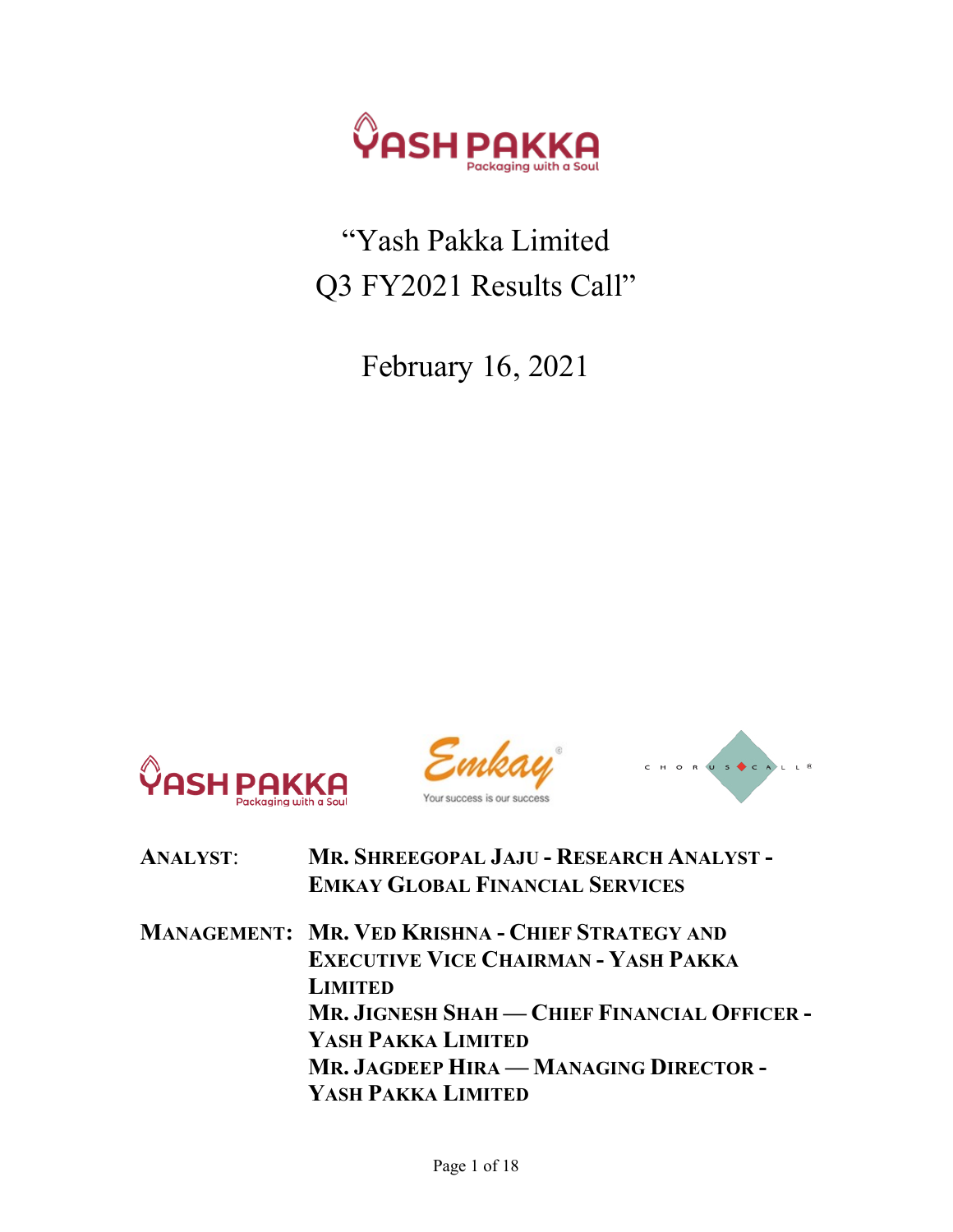“Yash Pakka Limited
Q3 FY2021 Results Call”

February 16, 2021

**ANALYST:** **MR. SHREEGOPAL JAJU - RESEARCH ANALYST - EMKAY GLOBAL FINANCIAL SERVICES**

**MANAGEMENT:** **MR. VED KRISHNA - CHIEF STRATEGY AND EXECUTIVE VICE CHAIRMAN - YASH PAKKA LIMITED**
**MR. JIGNESH SHAH — CHIEF FINANCIAL OFFICER - YASH PAKKA LIMITED**
**MR. JAGDEEP HIRA — MANAGING DIRECTOR - YASH PAKKA LIMITED**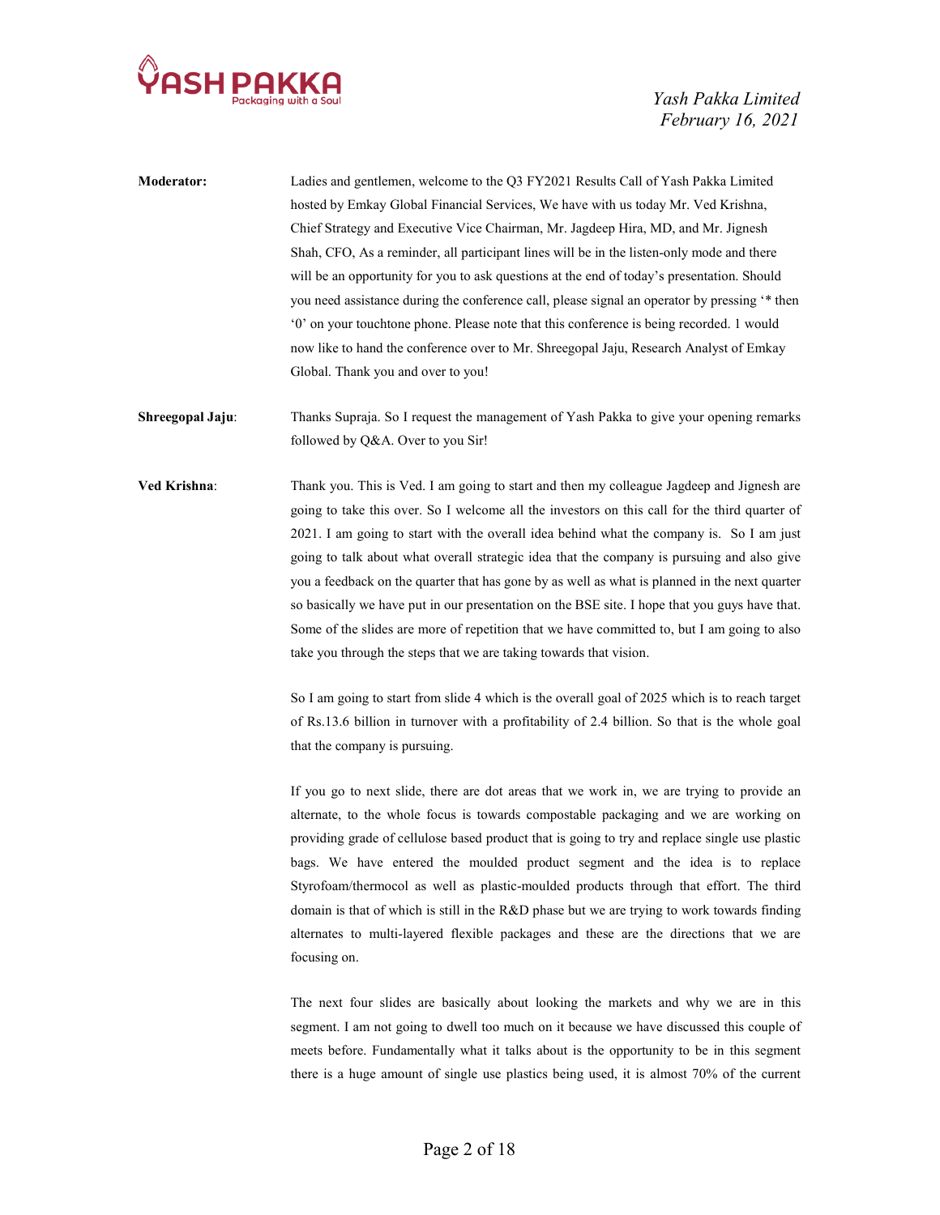**Moderator:** Ladies and gentlemen, welcome to the Q3 FY2021 Results Call of Yash Pakka Limited hosted by Emkay Global Financial Services, We have with us today Mr. Ved Krishna, Chief Strategy and Executive Vice Chairman, Mr. Jagdeep Hira, MD, and Mr. Jignesh Shah, CFO, As a reminder, all participant lines will be in the listen-only mode and there will be an opportunity for you to ask questions at the end of today's presentation. Should you need assistance during the conference call, please signal an operator by pressing '* then '0' on your touchtone phone. Please note that this conference is being recorded. 1 would now like to hand the conference over to Mr. Shreegopal Jaju, Research Analyst of Emkay Global. Thank you and over to you!

**Shreegopal Jaju**: Thanks Supraja. So I request the management of Yash Pakka to give your opening remarks followed by Q&A. Over to you Sir!

**Ved Krishna**: Thank you. This is Ved. I am going to start and then my colleague Jagdeep and Jignesh are going to take this over. So I welcome all the investors on this call for the third quarter of 2021. I am going to start with the overall idea behind what the company is. So I am just going to talk about what overall strategic idea that the company is pursuing and also give you a feedback on the quarter that has gone by as well as what is planned in the next quarter so basically we have put in our presentation on the BSE site. I hope that you guys have that. Some of the slides are more of repetition that we have committed to, but I am going to also take you through the steps that we are taking towards that vision.

So I am going to start from slide 4 which is the overall goal of 2025 which is to reach target of Rs.13.6 billion in turnover with a profitability of 2.4 billion. So that is the whole goal that the company is pursuing.

If you go to next slide, there are dot areas that we work in, we are trying to provide an alternate, to the whole focus is towards compostable packaging and we are working on providing grade of cellulose based product that is going to try and replace single use plastic bags. We have entered the moulded product segment and the idea is to replace Styrofoam/thermocol as well as plastic-moulded products through that effort. The third domain is that of which is still in the R&D phase but we are trying to work towards finding alternates to multi-layered flexible packages and these are the directions that we are focusing on.

The next four slides are basically about looking the markets and why we are in this segment. I am not going to dwell too much on it because we have discussed this couple of meets before. Fundamentally what it talks about is the opportunity to be in this segment there is a huge amount of single use plastics being used, it is almost 70% of the current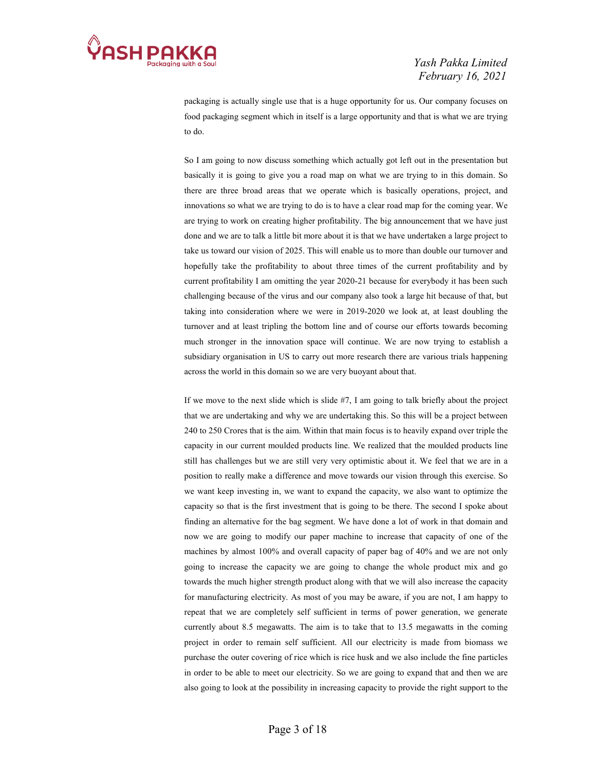packaging is actually single use that is a huge opportunity for us. Our company focuses on food packaging segment which in itself is a large opportunity and that is what we are trying to do.

So I am going to now discuss something which actually got left out in the presentation but basically it is going to give you a road map on what we are trying to in this domain. So there are three broad areas that we operate which is basically operations, project, and innovations so what we are trying to do is to have a clear road map for the coming year. We are trying to work on creating higher profitability. The big announcement that we have just done and we are to talk a little bit more about it is that we have undertaken a large project to take us toward our vision of 2025. This will enable us to more than double our turnover and hopefully take the profitability to about three times of the current profitability and by current profitability I am omitting the year 2020-21 because for everybody it has been such challenging because of the virus and our company also took a large hit because of that, but taking into consideration where we were in 2019-2020 we look at, at least doubling the turnover and at least tripling the bottom line and of course our efforts towards becoming much stronger in the innovation space will continue. We are now trying to establish a subsidiary organisation in US to carry out more research there are various trials happening across the world in this domain so we are very buoyant about that.

If we move to the next slide which is slide #7, I am going to talk briefly about the project that we are undertaking and why we are undertaking this. So this will be a project between 240 to 250 Crores that is the aim. Within that main focus is to heavily expand over triple the capacity in our current moulded products line. We realized that the moulded products line still has challenges but we are still very very optimistic about it. We feel that we are in a position to really make a difference and move towards our vision through this exercise. So we want keep investing in, we want to expand the capacity, we also want to optimize the capacity so that is the first investment that is going to be there. The second I spoke about finding an alternative for the bag segment. We have done a lot of work in that domain and now we are going to modify our paper machine to increase that capacity of one of the machines by almost 100% and overall capacity of paper bag of 40% and we are not only going to increase the capacity we are going to change the whole product mix and go towards the much higher strength product along with that we will also increase the capacity for manufacturing electricity. As most of you may be aware, if you are not, I am happy to repeat that we are completely self sufficient in terms of power generation, we generate currently about 8.5 megawatts. The aim is to take that to 13.5 megawatts in the coming project in order to remain self sufficient. All our electricity is made from biomass we purchase the outer covering of rice which is rice husk and we also include the fine particles in order to be able to meet our electricity. So we are going to expand that and then we are also going to look at the possibility in increasing capacity to provide the right support to the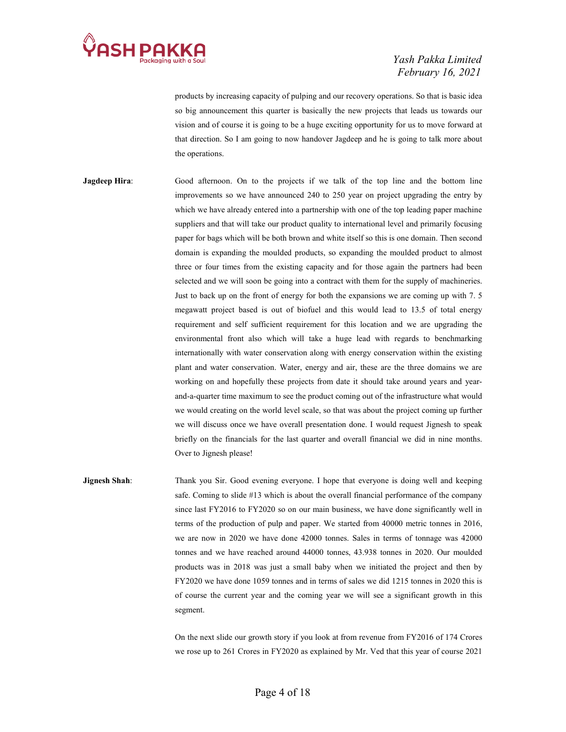products by increasing capacity of pulping and our recovery operations. So that is basic idea so big announcement this quarter is basically the new projects that leads us towards our vision and of course it is going to be a huge exciting opportunity for us to move forward at that direction. So I am going to now handover Jagdeep and he is going to talk more about the operations.

**Jagdeep Hira**: Good afternoon. On to the projects if we talk of the top line and the bottom line improvements so we have announced 240 to 250 year on project upgrading the entry by which we have already entered into a partnership with one of the top leading paper machine suppliers and that will take our product quality to international level and primarily focusing paper for bags which will be both brown and white itself so this is one domain. Then second domain is expanding the moulded products, so expanding the moulded product to almost three or four times from the existing capacity and for those again the partners had been selected and we will soon be going into a contract with them for the supply of machineries. Just to back up on the front of energy for both the expansions we are coming up with 7. 5 megawatt project based is out of biofuel and this would lead to 13.5 of total energy requirement and self sufficient requirement for this location and we are upgrading the environmental front also which will take a huge lead with regards to benchmarking internationally with water conservation along with energy conservation within the existing plant and water conservation. Water, energy and air, these are the three domains we are working on and hopefully these projects from date it should take around years and year-and-a-quarter time maximum to see the product coming out of the infrastructure what would we would creating on the world level scale, so that was about the project coming up further we will discuss once we have overall presentation done. I would request Jignesh to speak briefly on the financials for the last quarter and overall financial we did in nine months. Over to Jignesh please!

**Jignesh Shah**: Thank you Sir. Good evening everyone. I hope that everyone is doing well and keeping safe. Coming to slide #13 which is about the overall financial performance of the company since last FY2016 to FY2020 so on our main business, we have done significantly well in terms of the production of pulp and paper. We started from 40000 metric tonnes in 2016, we are now in 2020 we have done 42000 tonnes. Sales in terms of tonnage was 42000 tonnes and we have reached around 44000 tonnes, 43.938 tonnes in 2020. Our moulded products was in 2018 was just a small baby when we initiated the project and then by FY2020 we have done 1059 tonnes and in terms of sales we did 1215 tonnes in 2020 this is of course the current year and the coming year we will see a significant growth in this segment.

On the next slide our growth story if you look at from revenue from FY2016 of 174 Crores we rose up to 261 Crores in FY2020 as explained by Mr. Ved that this year of course 2021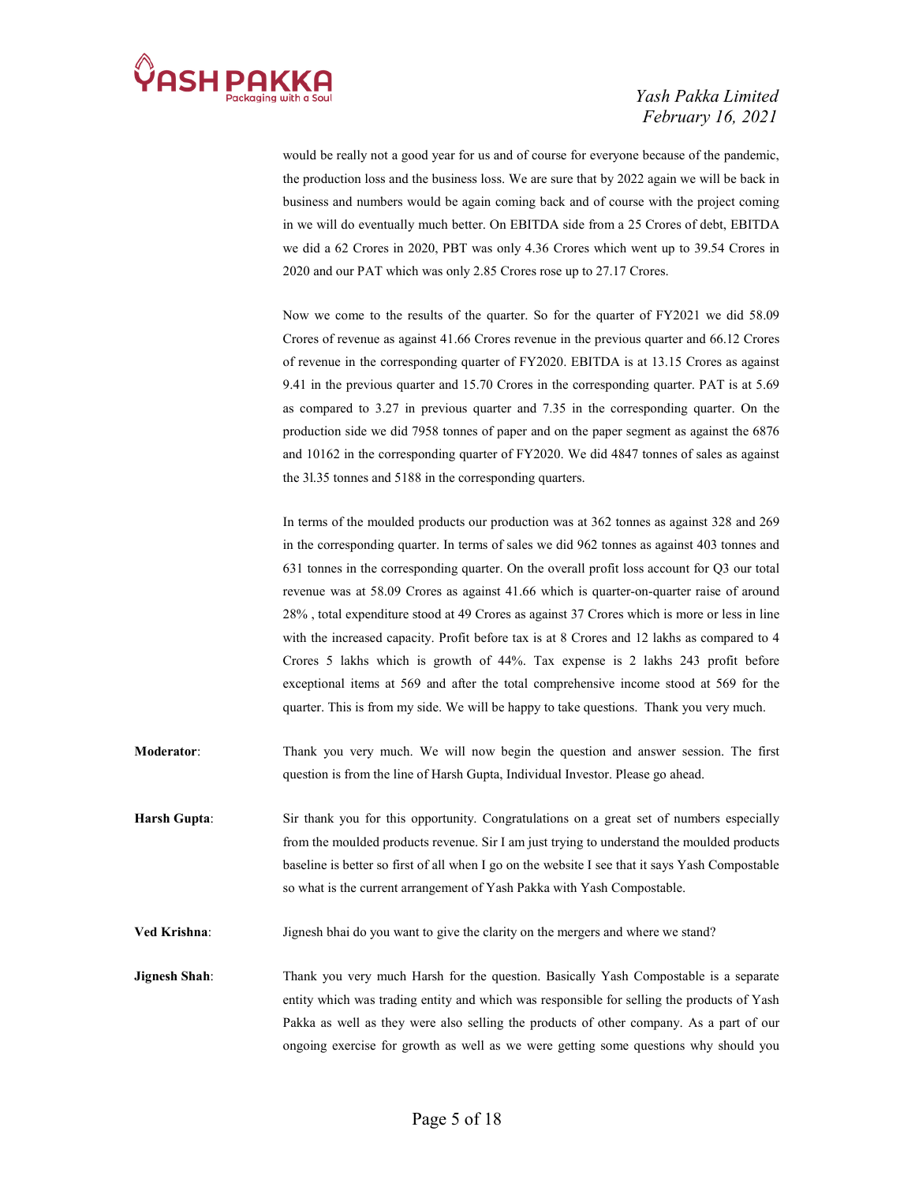would be really not a good year for us and of course for everyone because of the pandemic, the production loss and the business loss. We are sure that by 2022 again we will be back in business and numbers would be again coming back and of course with the project coming in we will do eventually much better. On EBITDA side from a 25 Crores of debt, EBITDA we did a 62 Crores in 2020, PBT was only 4.36 Crores which went up to 39.54 Crores in 2020 and our PAT which was only 2.85 Crores rose up to 27.17 Crores.

Now we come to the results of the quarter. So for the quarter of FY2021 we did 58.09 Crores of revenue as against 41.66 Crores revenue in the previous quarter and 66.12 Crores of revenue in the corresponding quarter of FY2020. EBITDA is at 13.15 Crores as against 9.41 in the previous quarter and 15.70 Crores in the corresponding quarter. PAT is at 5.69 as compared to 3.27 in previous quarter and 7.35 in the corresponding quarter. On the production side we did 7958 tonnes of paper and on the paper segment as against the 6876 and 10162 in the corresponding quarter of FY2020. We did 4847 tonnes of sales as against the 3l.35 tonnes and 5188 in the corresponding quarters.

In terms of the moulded products our production was at 362 tonnes as against 328 and 269 in the corresponding quarter. In terms of sales we did 962 tonnes as against 403 tonnes and 631 tonnes in the corresponding quarter. On the overall profit loss account for Q3 our total revenue was at 58.09 Crores as against 41.66 which is quarter-on-quarter raise of around 28% , total expenditure stood at 49 Crores as against 37 Crores which is more or less in line with the increased capacity. Profit before tax is at 8 Crores and 12 lakhs as compared to 4 Crores 5 lakhs which is growth of 44%. Tax expense is 2 lakhs 243 profit before exceptional items at 569 and after the total comprehensive income stood at 569 for the quarter. This is from my side. We will be happy to take questions. Thank you very much.

**Moderator**: Thank you very much. We will now begin the question and answer session. The first question is from the line of Harsh Gupta, Individual Investor. Please go ahead.

**Harsh Gupta**: Sir thank you for this opportunity. Congratulations on a great set of numbers especially from the moulded products revenue. Sir I am just trying to understand the moulded products baseline is better so first of all when I go on the website I see that it says Yash Compostable so what is the current arrangement of Yash Pakka with Yash Compostable.

**Ved Krishna**: Jignesh bhai do you want to give the clarity on the mergers and where we stand?

**Jignesh Shah**: Thank you very much Harsh for the question. Basically Yash Compostable is a separate entity which was trading entity and which was responsible for selling the products of Yash Pakka as well as they were also selling the products of other company. As a part of our ongoing exercise for growth as well as we were getting some questions why should you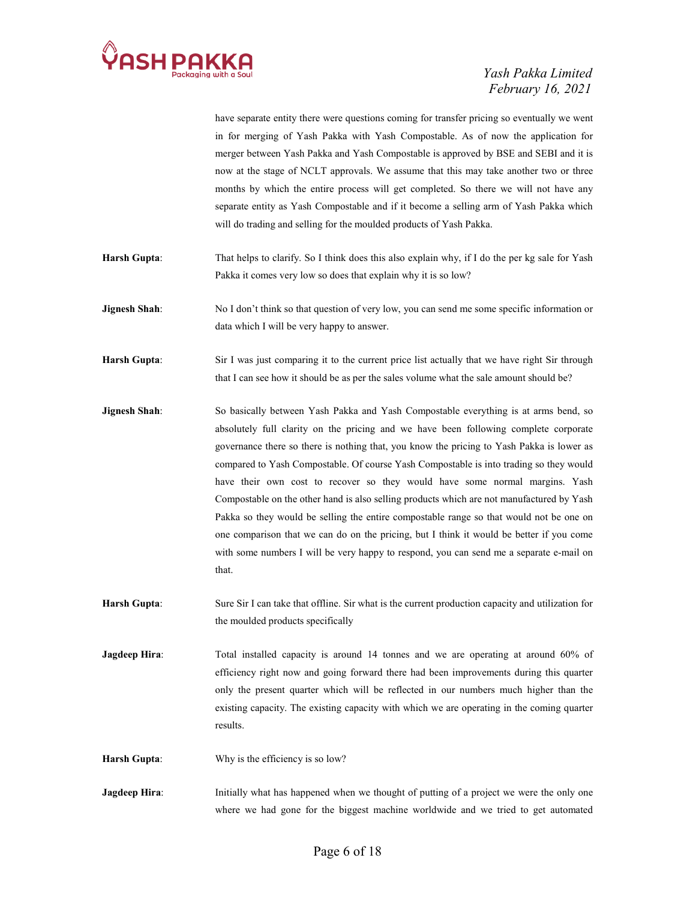have separate entity there were questions coming for transfer pricing so eventually we went in for merging of Yash Pakka with Yash Compostable. As of now the application for merger between Yash Pakka and Yash Compostable is approved by BSE and SEBI and it is now at the stage of NCLT approvals. We assume that this may take another two or three months by which the entire process will get completed. So there we will not have any separate entity as Yash Compostable and if it become a selling arm of Yash Pakka which will do trading and selling for the moulded products of Yash Pakka.

**Harsh Gupta**: That helps to clarify. So I think does this also explain why, if I do the per kg sale for Yash Pakka it comes very low so does that explain why it is so low?

**Jignesh Shah**: No I don't think so that question of very low, you can send me some specific information or data which I will be very happy to answer.

**Harsh Gupta**: Sir I was just comparing it to the current price list actually that we have right Sir through that I can see how it should be as per the sales volume what the sale amount should be?

**Jignesh Shah**: So basically between Yash Pakka and Yash Compostable everything is at arms bend, so absolutely full clarity on the pricing and we have been following complete corporate governance there so there is nothing that, you know the pricing to Yash Pakka is lower as compared to Yash Compostable. Of course Yash Compostable is into trading so they would have their own cost to recover so they would have some normal margins. Yash Compostable on the other hand is also selling products which are not manufactured by Yash Pakka so they would be selling the entire compostable range so that would not be one on one comparison that we can do on the pricing, but I think it would be better if you come with some numbers I will be very happy to respond, you can send me a separate e-mail on that.

**Harsh Gupta**: Sure Sir I can take that offline. Sir what is the current production capacity and utilization for the moulded products specifically

**Jagdeep Hira**: Total installed capacity is around 14 tonnes and we are operating at around 60% of efficiency right now and going forward there had been improvements during this quarter only the present quarter which will be reflected in our numbers much higher than the existing capacity. The existing capacity with which we are operating in the coming quarter results.

**Harsh Gupta**: Why is the efficiency is so low?

**Jagdeep Hira**: Initially what has happened when we thought of putting of a project we were the only one where we had gone for the biggest machine worldwide and we tried to get automated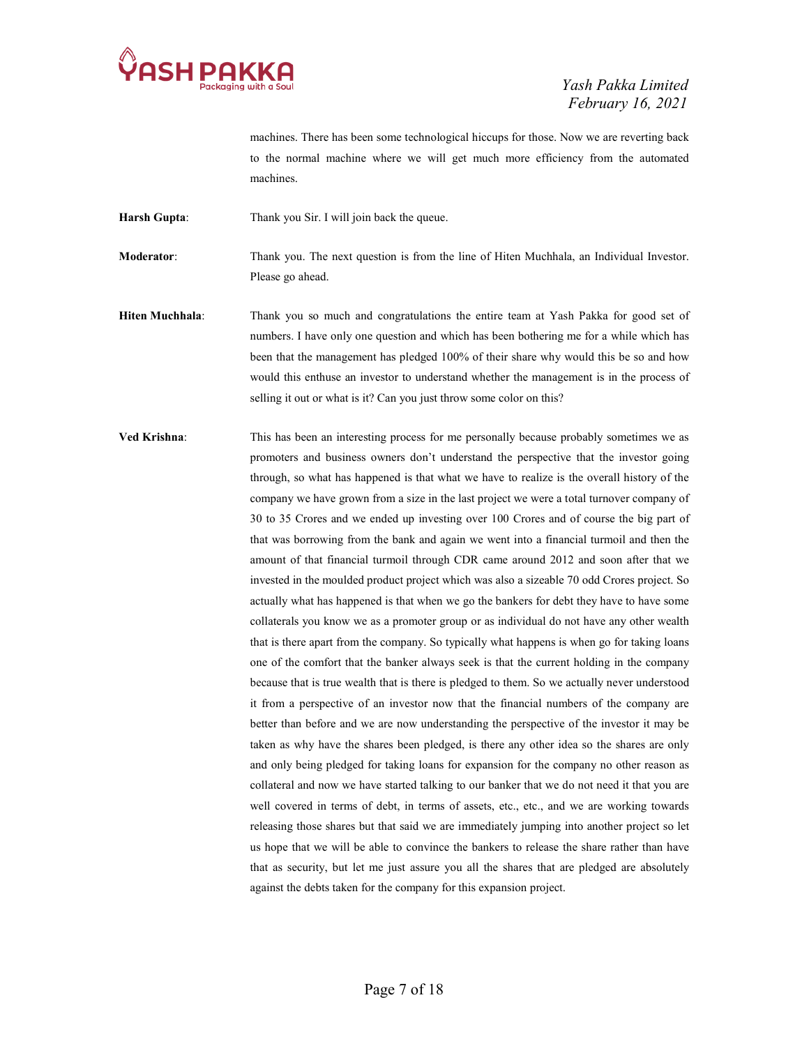machines. There has been some technological hiccups for those. Now we are reverting back to the normal machine where we will get much more efficiency from the automated machines.

**Harsh Gupta**: Thank you Sir. I will join back the queue.

**Moderator**: Thank you. The next question is from the line of Hiten Muchhala, an Individual Investor. Please go ahead.

**Hiten Muchhala**: Thank you so much and congratulations the entire team at Yash Pakka for good set of numbers. I have only one question and which has been bothering me for a while which has been that the management has pledged 100% of their share why would this be so and how would this enthuse an investor to understand whether the management is in the process of selling it out or what is it? Can you just throw some color on this?

**Ved Krishna**: This has been an interesting process for me personally because probably sometimes we as promoters and business owners don't understand the perspective that the investor going through, so what has happened is that what we have to realize is the overall history of the company we have grown from a size in the last project we were a total turnover company of 30 to 35 Crores and we ended up investing over 100 Crores and of course the big part of that was borrowing from the bank and again we went into a financial turmoil and then the amount of that financial turmoil through CDR came around 2012 and soon after that we invested in the moulded product project which was also a sizeable 70 odd Crores project. So actually what has happened is that when we go the bankers for debt they have to have some collaterals you know we as a promoter group or as individual do not have any other wealth that is there apart from the company. So typically what happens is when go for taking loans one of the comfort that the banker always seek is that the current holding in the company because that is true wealth that is there is pledged to them. So we actually never understood it from a perspective of an investor now that the financial numbers of the company are better than before and we are now understanding the perspective of the investor it may be taken as why have the shares been pledged, is there any other idea so the shares are only and only being pledged for taking loans for expansion for the company no other reason as collateral and now we have started talking to our banker that we do not need it that you are well covered in terms of debt, in terms of assets, etc., etc., and we are working towards releasing those shares but that said we are immediately jumping into another project so let us hope that we will be able to convince the bankers to release the share rather than have that as security, but let me just assure you all the shares that are pledged are absolutely against the debts taken for the company for this expansion project.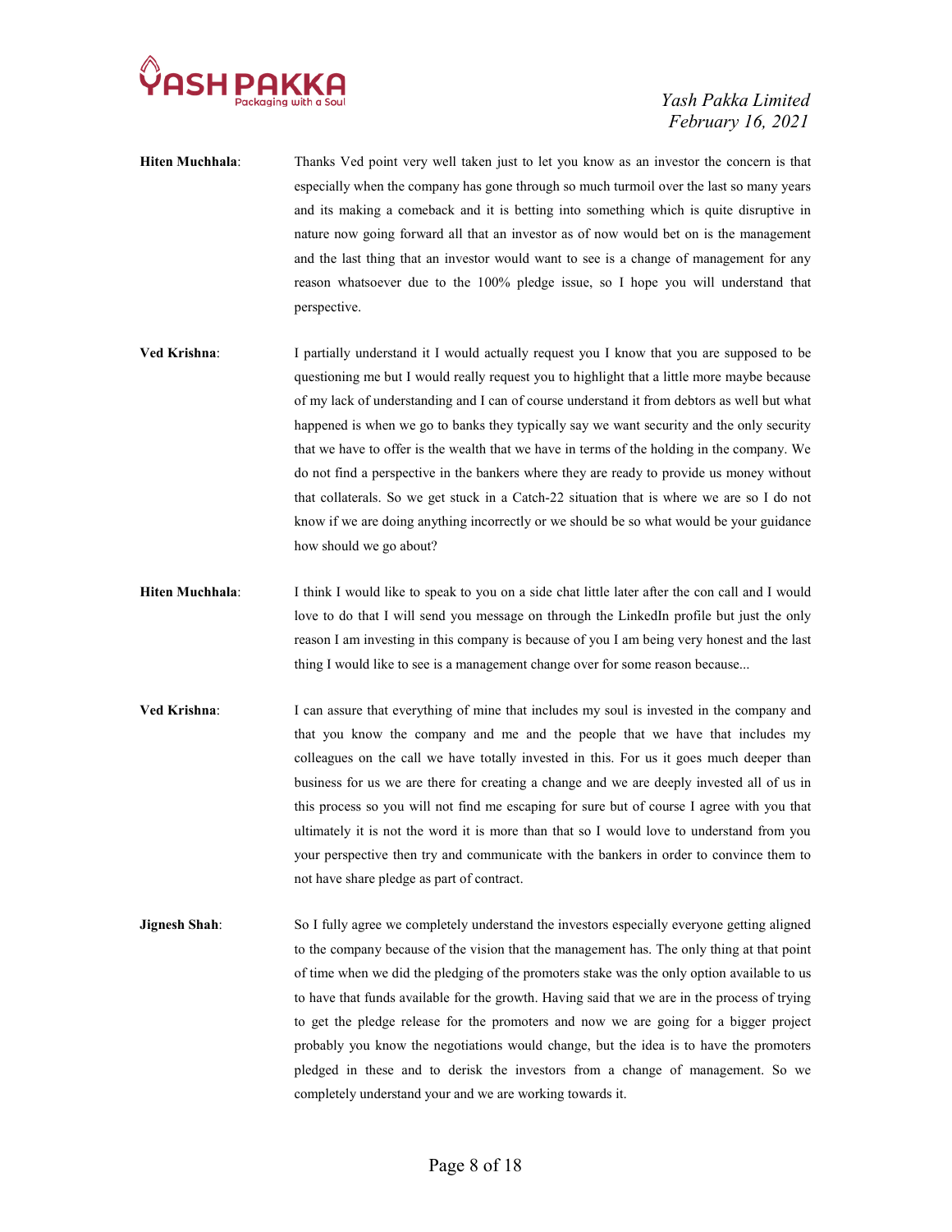**Hiten Muchhala**: Thanks Ved point very well taken just to let you know as an investor the concern is that especially when the company has gone through so much turmoil over the last so many years and its making a comeback and it is betting into something which is quite disruptive in nature now going forward all that an investor as of now would bet on is the management and the last thing that an investor would want to see is a change of management for any reason whatsoever due to the 100% pledge issue, so I hope you will understand that perspective.

**Ved Krishna**: I partially understand it I would actually request you I know that you are supposed to be questioning me but I would really request you to highlight that a little more maybe because of my lack of understanding and I can of course understand it from debtors as well but what happened is when we go to banks they typically say we want security and the only security that we have to offer is the wealth that we have in terms of the holding in the company. We do not find a perspective in the bankers where they are ready to provide us money without that collaterals. So we get stuck in a Catch-22 situation that is where we are so I do not know if we are doing anything incorrectly or we should be so what would be your guidance how should we go about?

**Hiten Muchhala**: I think I would like to speak to you on a side chat little later after the con call and I would love to do that I will send you message on through the LinkedIn profile but just the only reason I am investing in this company is because of you I am being very honest and the last thing I would like to see is a management change over for some reason because...

**Ved Krishna**: I can assure that everything of mine that includes my soul is invested in the company and that you know the company and me and the people that we have that includes my colleagues on the call we have totally invested in this. For us it goes much deeper than business for us we are there for creating a change and we are deeply invested all of us in this process so you will not find me escaping for sure but of course I agree with you that ultimately it is not the word it is more than that so I would love to understand from you your perspective then try and communicate with the bankers in order to convince them to not have share pledge as part of contract.

**Jignesh Shah**: So I fully agree we completely understand the investors especially everyone getting aligned to the company because of the vision that the management has. The only thing at that point of time when we did the pledging of the promoters stake was the only option available to us to have that funds available for the growth. Having said that we are in the process of trying to get the pledge release for the promoters and now we are going for a bigger project probably you know the negotiations would change, but the idea is to have the promoters pledged in these and to derisk the investors from a change of management. So we completely understand your and we are working towards it.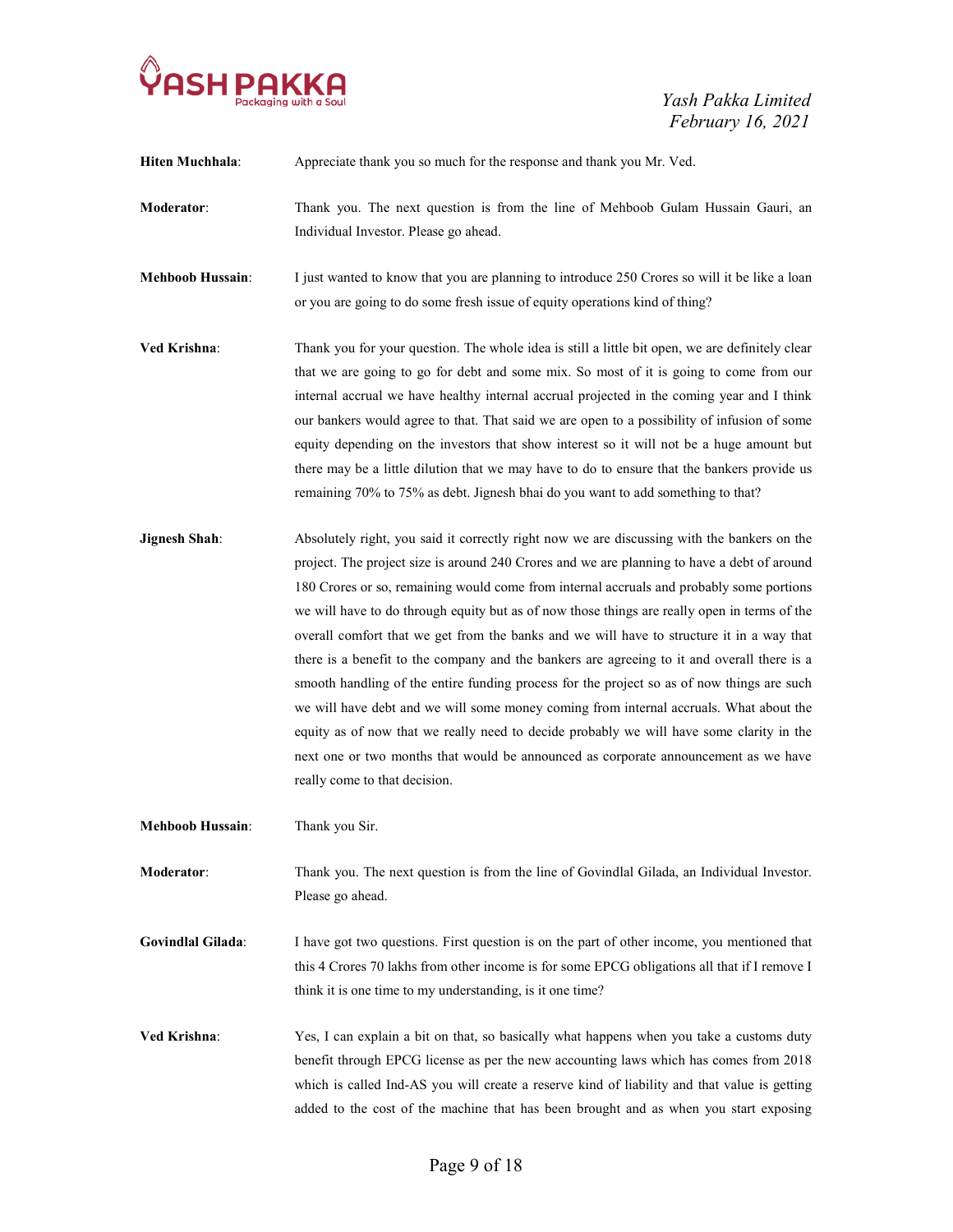**Hiten Muchhala**: Appreciate thank you so much for the response and thank you Mr. Ved.

**Moderator**: Thank you. The next question is from the line of Mehboob Gulam Hussain Gauri, an Individual Investor. Please go ahead.

**Mehboob Hussain**: I just wanted to know that you are planning to introduce 250 Crores so will it be like a loan or you are going to do some fresh issue of equity operations kind of thing?

**Ved Krishna**: Thank you for your question. The whole idea is still a little bit open, we are definitely clear that we are going to go for debt and some mix. So most of it is going to come from our internal accrual we have healthy internal accrual projected in the coming year and I think our bankers would agree to that. That said we are open to a possibility of infusion of some equity depending on the investors that show interest so it will not be a huge amount but there may be a little dilution that we may have to do to ensure that the bankers provide us remaining 70% to 75% as debt. Jignesh bhai do you want to add something to that?

**Jignesh Shah**: Absolutely right, you said it correctly right now we are discussing with the bankers on the project. The project size is around 240 Crores and we are planning to have a debt of around 180 Crores or so, remaining would come from internal accruals and probably some portions we will have to do through equity but as of now those things are really open in terms of the overall comfort that we get from the banks and we will have to structure it in a way that there is a benefit to the company and the bankers are agreeing to it and overall there is a smooth handling of the entire funding process for the project so as of now things are such we will have debt and we will some money coming from internal accruals. What about the equity as of now that we really need to decide probably we will have some clarity in the next one or two months that would be announced as corporate announcement as we have really come to that decision.

**Mehboob Hussain**: Thank you Sir.

**Moderator**: Thank you. The next question is from the line of Govindlal Gilada, an Individual Investor. Please go ahead.

**Govindlal Gilada**: I have got two questions. First question is on the part of other income, you mentioned that this 4 Crores 70 lakhs from other income is for some EPCG obligations all that if I remove I think it is one time to my understanding, is it one time?

**Ved Krishna**: Yes, I can explain a bit on that, so basically what happens when you take a customs duty benefit through EPCG license as per the new accounting laws which has comes from 2018 which is called Ind-AS you will create a reserve kind of liability and that value is getting added to the cost of the machine that has been brought and as when you start exposing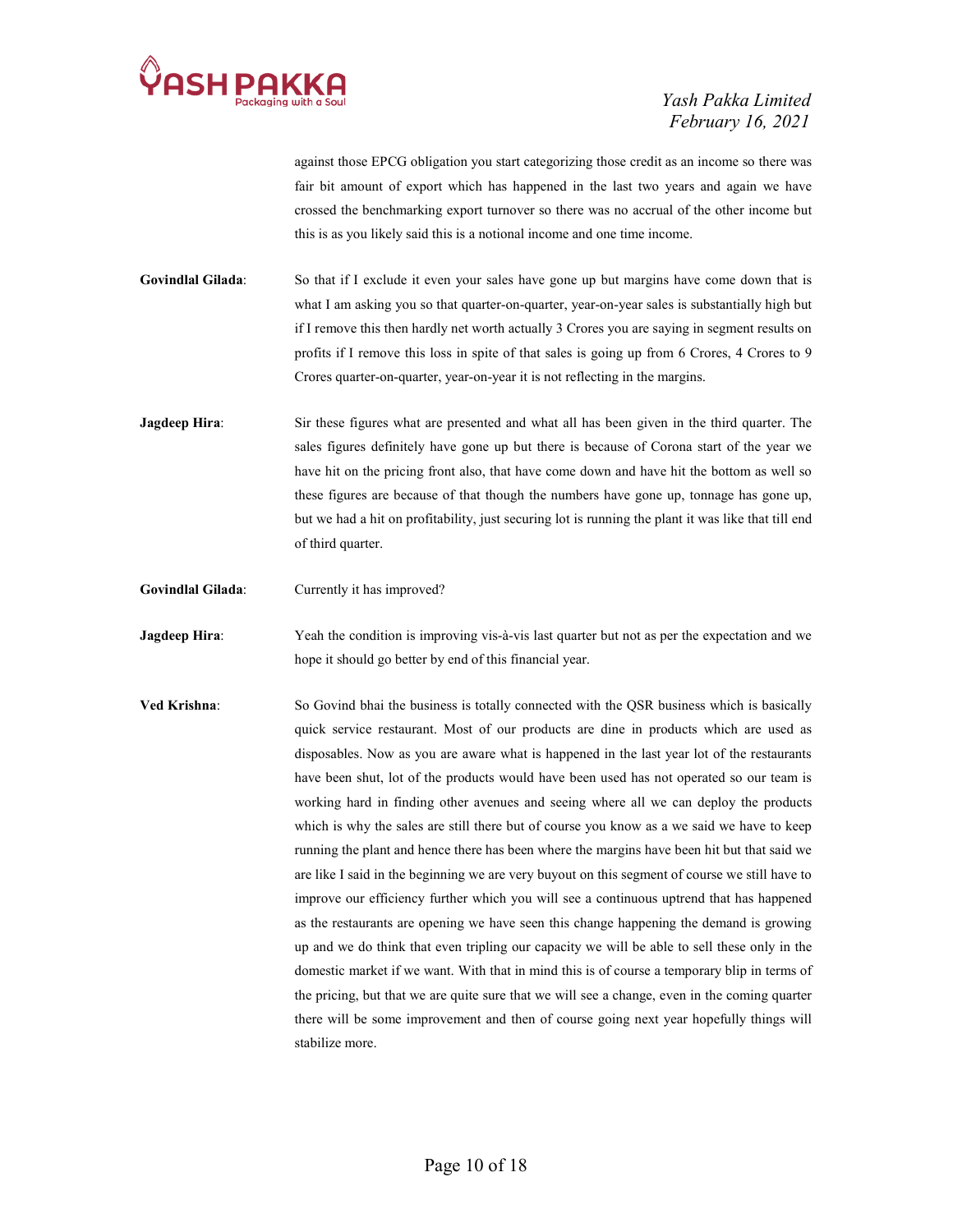against those EPCG obligation you start categorizing those credit as an income so there was fair bit amount of export which has happened in the last two years and again we have crossed the benchmarking export turnover so there was no accrual of the other income but this is as you likely said this is a notional income and one time income.

**Govindlal Gilada**: So that if I exclude it even your sales have gone up but margins have come down that is what I am asking you so that quarter-on-quarter, year-on-year sales is substantially high but if I remove this then hardly net worth actually 3 Crores you are saying in segment results on profits if I remove this loss in spite of that sales is going up from 6 Crores, 4 Crores to 9 Crores quarter-on-quarter, year-on-year it is not reflecting in the margins.

**Jagdeep Hira**: Sir these figures what are presented and what all has been given in the third quarter. The sales figures definitely have gone up but there is because of Corona start of the year we have hit on the pricing front also, that have come down and have hit the bottom as well so these figures are because of that though the numbers have gone up, tonnage has gone up, but we had a hit on profitability, just securing lot is running the plant it was like that till end of third quarter.

**Govindlal Gilada**: Currently it has improved?

**Jagdeep Hira**: Yeah the condition is improving vis-à-vis last quarter but not as per the expectation and we hope it should go better by end of this financial year.

**Ved Krishna**: So Govind bhai the business is totally connected with the QSR business which is basically quick service restaurant. Most of our products are dine in products which are used as disposables. Now as you are aware what is happened in the last year lot of the restaurants have been shut, lot of the products would have been used has not operated so our team is working hard in finding other avenues and seeing where all we can deploy the products which is why the sales are still there but of course you know as a we said we have to keep running the plant and hence there has been where the margins have been hit but that said we are like I said in the beginning we are very buyout on this segment of course we still have to improve our efficiency further which you will see a continuous uptrend that has happened as the restaurants are opening we have seen this change happening the demand is growing up and we do think that even tripling our capacity we will be able to sell these only in the domestic market if we want. With that in mind this is of course a temporary blip in terms of the pricing, but that we are quite sure that we will see a change, even in the coming quarter there will be some improvement and then of course going next year hopefully things will stabilize more.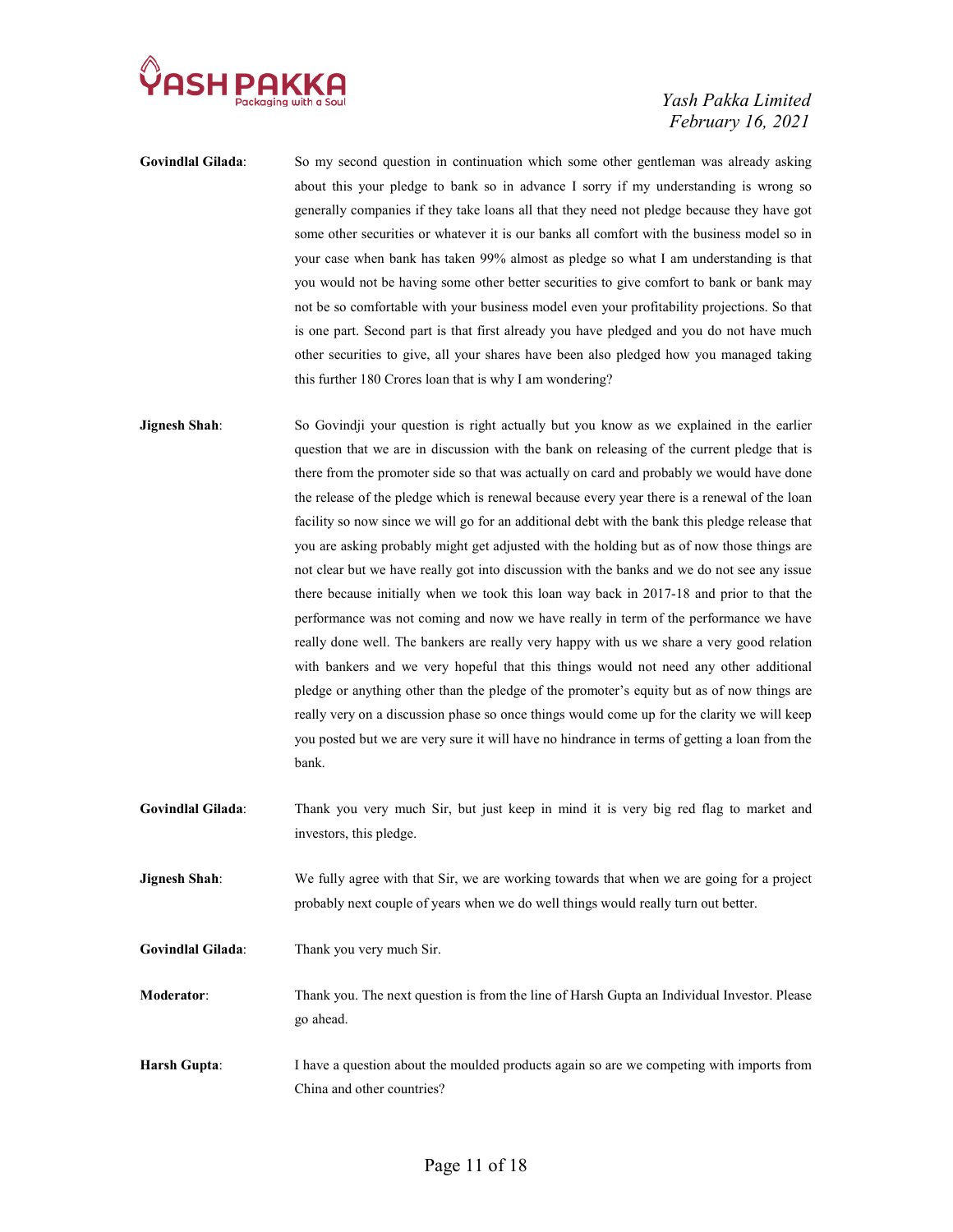**Govindlal Gilada**: So my second question in continuation which some other gentleman was already asking about this your pledge to bank so in advance I sorry if my understanding is wrong so generally companies if they take loans all that they need not pledge because they have got some other securities or whatever it is our banks all comfort with the business model so in your case when bank has taken 99% almost as pledge so what I am understanding is that you would not be having some other better securities to give comfort to bank or bank may not be so comfortable with your business model even your profitability projections. So that is one part. Second part is that first already you have pledged and you do not have much other securities to give, all your shares have been also pledged how you managed taking this further 180 Crores loan that is why I am wondering?

**Jignesh Shah**: So Govindji your question is right actually but you know as we explained in the earlier question that we are in discussion with the bank on releasing of the current pledge that is there from the promoter side so that was actually on card and probably we would have done the release of the pledge which is renewal because every year there is a renewal of the loan facility so now since we will go for an additional debt with the bank this pledge release that you are asking probably might get adjusted with the holding but as of now those things are not clear but we have really got into discussion with the banks and we do not see any issue there because initially when we took this loan way back in 2017-18 and prior to that the performance was not coming and now we have really in term of the performance we have really done well. The bankers are really very happy with us we share a very good relation with bankers and we very hopeful that this things would not need any other additional pledge or anything other than the pledge of the promoter's equity but as of now things are really very on a discussion phase so once things would come up for the clarity we will keep you posted but we are very sure it will have no hindrance in terms of getting a loan from the bank.

**Govindlal Gilada**: Thank you very much Sir, but just keep in mind it is very big red flag to market and investors, this pledge.

**Jignesh Shah**: We fully agree with that Sir, we are working towards that when we are going for a project probably next couple of years when we do well things would really turn out better.

**Govindlal Gilada**: Thank you very much Sir.

**Moderator**: Thank you. The next question is from the line of Harsh Gupta an Individual Investor. Please go ahead.

**Harsh Gupta**: I have a question about the moulded products again so are we competing with imports from China and other countries?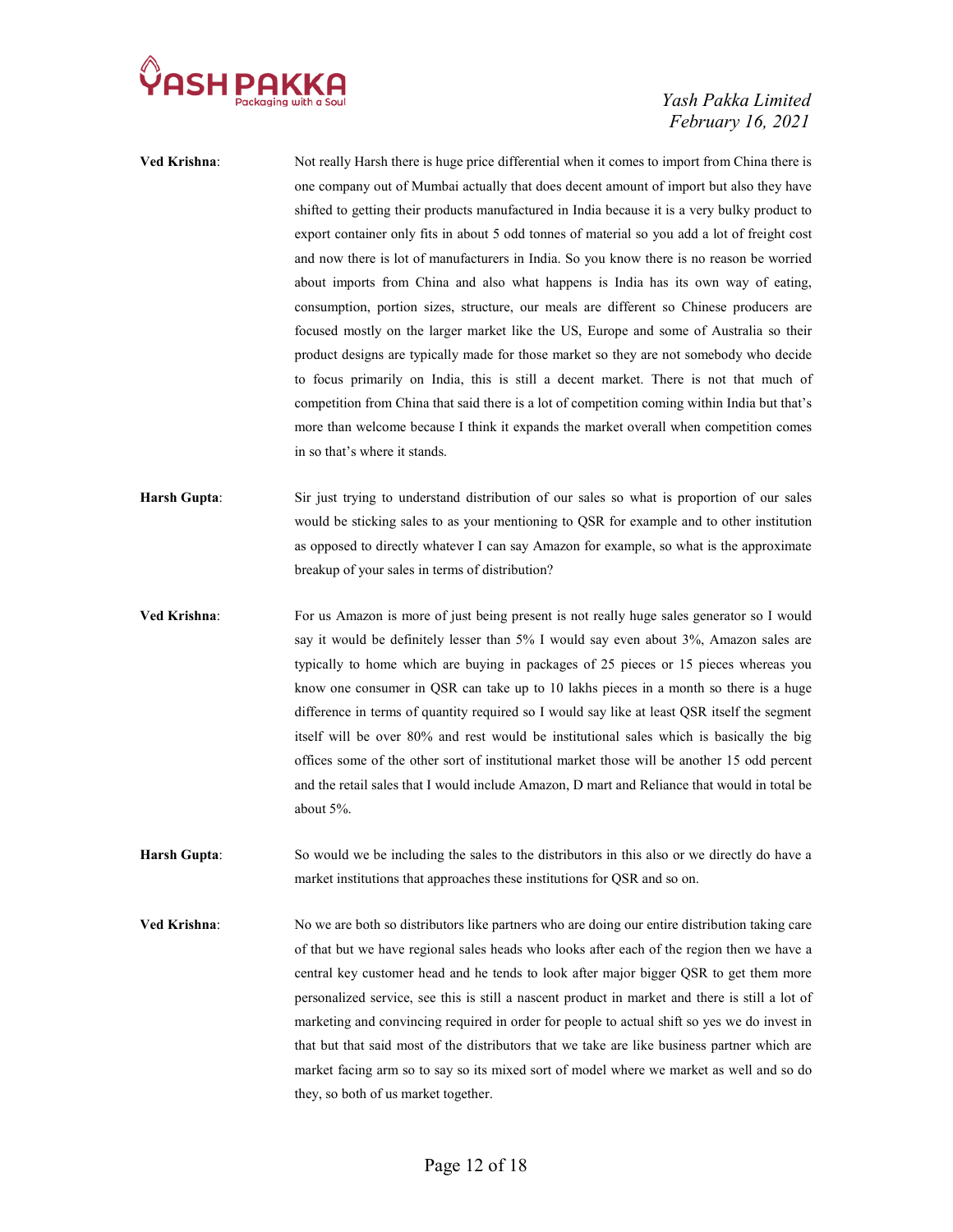**Ved Krishna**: Not really Harsh there is huge price differential when it comes to import from China there is one company out of Mumbai actually that does decent amount of import but also they have shifted to getting their products manufactured in India because it is a very bulky product to export container only fits in about 5 odd tonnes of material so you add a lot of freight cost and now there is lot of manufacturers in India. So you know there is no reason be worried about imports from China and also what happens is India has its own way of eating, consumption, portion sizes, structure, our meals are different so Chinese producers are focused mostly on the larger market like the US, Europe and some of Australia so their product designs are typically made for those market so they are not somebody who decide to focus primarily on India, this is still a decent market. There is not that much of competition from China that said there is a lot of competition coming within India but that's more than welcome because I think it expands the market overall when competition comes in so that's where it stands.

**Harsh Gupta**: Sir just trying to understand distribution of our sales so what is proportion of our sales would be sticking sales to as your mentioning to QSR for example and to other institution as opposed to directly whatever I can say Amazon for example, so what is the approximate breakup of your sales in terms of distribution?

**Ved Krishna**: For us Amazon is more of just being present is not really huge sales generator so I would say it would be definitely lesser than 5% I would say even about 3%, Amazon sales are typically to home which are buying in packages of 25 pieces or 15 pieces whereas you know one consumer in QSR can take up to 10 lakhs pieces in a month so there is a huge difference in terms of quantity required so I would say like at least QSR itself the segment itself will be over 80% and rest would be institutional sales which is basically the big offices some of the other sort of institutional market those will be another 15 odd percent and the retail sales that I would include Amazon, D mart and Reliance that would in total be about 5%.

**Harsh Gupta**: So would we be including the sales to the distributors in this also or we directly do have a market institutions that approaches these institutions for QSR and so on.

**Ved Krishna**: No we are both so distributors like partners who are doing our entire distribution taking care of that but we have regional sales heads who looks after each of the region then we have a central key customer head and he tends to look after major bigger QSR to get them more personalized service, see this is still a nascent product in market and there is still a lot of marketing and convincing required in order for people to actual shift so yes we do invest in that but that said most of the distributors that we take are like business partner which are market facing arm so to say so its mixed sort of model where we market as well and so do they, so both of us market together.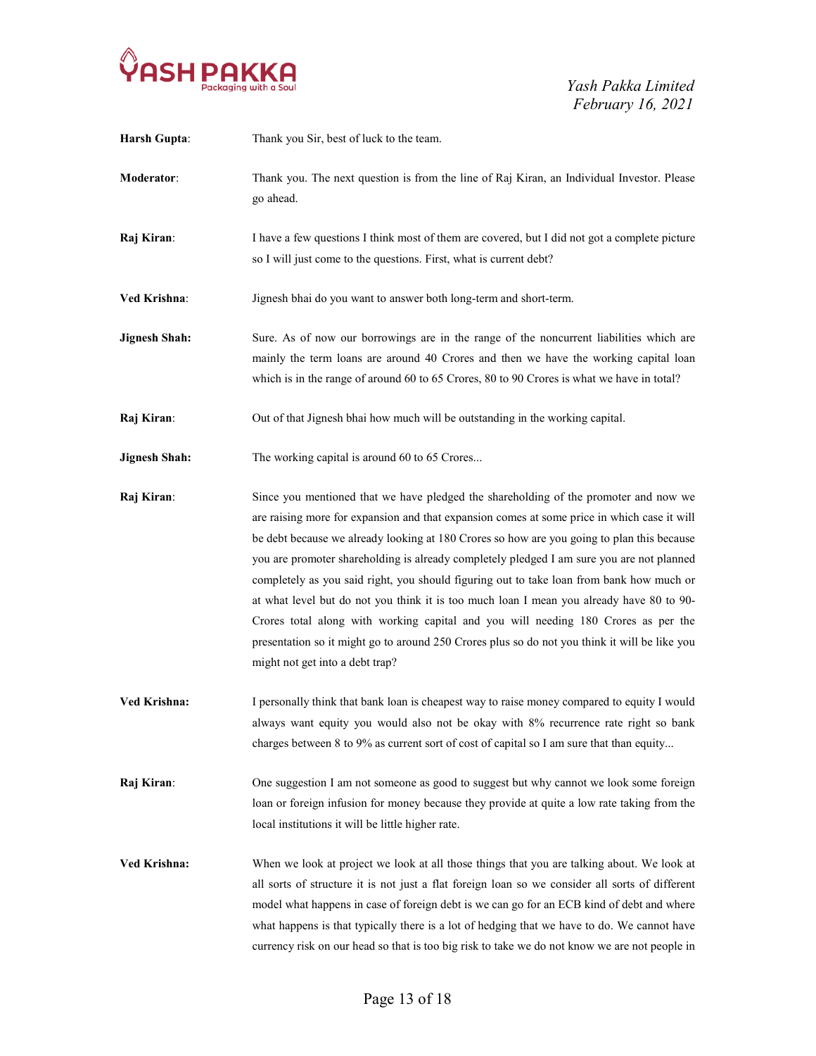**Harsh Gupta**: Thank you Sir, best of luck to the team.

**Moderator**: Thank you. The next question is from the line of Raj Kiran, an Individual Investor. Please go ahead.

**Raj Kiran**: I have a few questions I think most of them are covered, but I did not got a complete picture so I will just come to the questions. First, what is current debt?

**Ved Krishna**: Jignesh bhai do you want to answer both long-term and short-term.

**Jignesh Shah:** Sure. As of now our borrowings are in the range of the noncurrent liabilities which are mainly the term loans are around 40 Crores and then we have the working capital loan which is in the range of around 60 to 65 Crores, 80 to 90 Crores is what we have in total?

**Raj Kiran**: Out of that Jignesh bhai how much will be outstanding in the working capital.

**Jignesh Shah:** The working capital is around 60 to 65 Crores...

**Raj Kiran**: Since you mentioned that we have pledged the shareholding of the promoter and now we are raising more for expansion and that expansion comes at some price in which case it will be debt because we already looking at 180 Crores so how are you going to plan this because you are promoter shareholding is already completely pledged I am sure you are not planned completely as you said right, you should figuring out to take loan from bank how much or at what level but do not you think it is too much loan I mean you already have 80 to 90-Crores total along with working capital and you will needing 180 Crores as per the presentation so it might go to around 250 Crores plus so do not you think it will be like you might not get into a debt trap?

**Ved Krishna:** I personally think that bank loan is cheapest way to raise money compared to equity I would always want equity you would also not be okay with 8% recurrence rate right so bank charges between 8 to 9% as current sort of cost of capital so I am sure that than equity...

**Raj Kiran**: One suggestion I am not someone as good to suggest but why cannot we look some foreign loan or foreign infusion for money because they provide at quite a low rate taking from the local institutions it will be little higher rate.

**Ved Krishna:** When we look at project we look at all those things that you are talking about. We look at all sorts of structure it is not just a flat foreign loan so we consider all sorts of different model what happens in case of foreign debt is we can go for an ECB kind of debt and where what happens is that typically there is a lot of hedging that we have to do. We cannot have currency risk on our head so that is too big risk to take we do not know we are not people in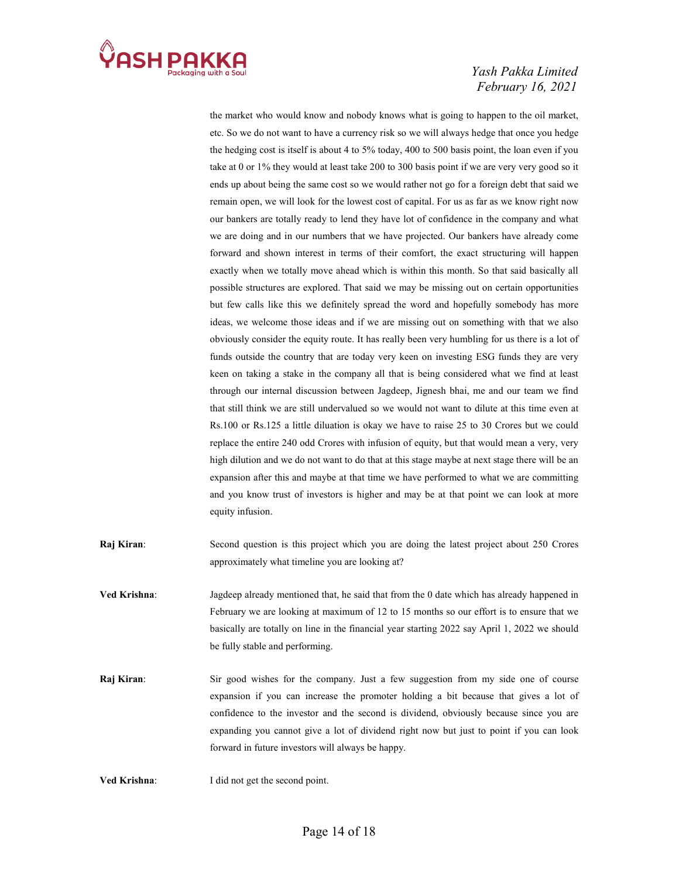the market who would know and nobody knows what is going to happen to the oil market, etc. So we do not want to have a currency risk so we will always hedge that once you hedge the hedging cost is itself is about 4 to 5% today, 400 to 500 basis point, the loan even if you take at 0 or 1% they would at least take 200 to 300 basis point if we are very very good so it ends up about being the same cost so we would rather not go for a foreign debt that said we remain open, we will look for the lowest cost of capital. For us as far as we know right now our bankers are totally ready to lend they have lot of confidence in the company and what we are doing and in our numbers that we have projected. Our bankers have already come forward and shown interest in terms of their comfort, the exact structuring will happen exactly when we totally move ahead which is within this month. So that said basically all possible structures are explored. That said we may be missing out on certain opportunities but few calls like this we definitely spread the word and hopefully somebody has more ideas, we welcome those ideas and if we are missing out on something with that we also obviously consider the equity route. It has really been very humbling for us there is a lot of funds outside the country that are today very keen on investing ESG funds they are very keen on taking a stake in the company all that is being considered what we find at least through our internal discussion between Jagdeep, Jignesh bhai, me and our team we find that still think we are still undervalued so we would not want to dilute at this time even at Rs.100 or Rs.125 a little diluation is okay we have to raise 25 to 30 Crores but we could replace the entire 240 odd Crores with infusion of equity, but that would mean a very, very high dilution and we do not want to do that at this stage maybe at next stage there will be an expansion after this and maybe at that time we have performed to what we are committing and you know trust of investors is higher and may be at that point we can look at more equity infusion.

**Raj Kiran**: Second question is this project which you are doing the latest project about 250 Crores approximately what timeline you are looking at?

**Ved Krishna**: Jagdeep already mentioned that, he said that from the 0 date which has already happened in February we are looking at maximum of 12 to 15 months so our effort is to ensure that we basically are totally on line in the financial year starting 2022 say April 1, 2022 we should be fully stable and performing.

**Raj Kiran**: Sir good wishes for the company. Just a few suggestion from my side one of course expansion if you can increase the promoter holding a bit because that gives a lot of confidence to the investor and the second is dividend, obviously because since you are expanding you cannot give a lot of dividend right now but just to point if you can look forward in future investors will always be happy.

**Ved Krishna**: I did not get the second point.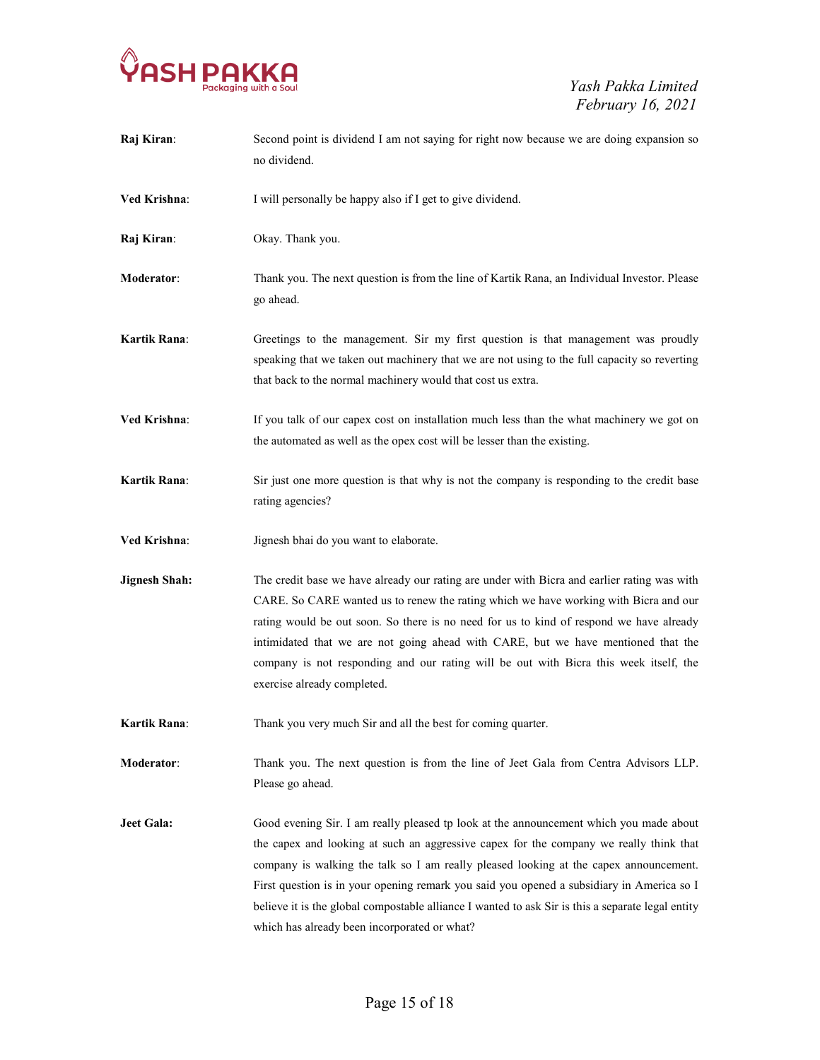**Raj Kiran**: Second point is dividend I am not saying for right now because we are doing expansion so no dividend.

**Ved Krishna**: I will personally be happy also if I get to give dividend.

**Raj Kiran**: Okay. Thank you.

**Moderator**: Thank you. The next question is from the line of Kartik Rana, an Individual Investor. Please go ahead.

**Kartik Rana**: Greetings to the management. Sir my first question is that management was proudly speaking that we taken out machinery that we are not using to the full capacity so reverting that back to the normal machinery would that cost us extra.

**Ved Krishna**: If you talk of our capex cost on installation much less than the what machinery we got on the automated as well as the opex cost will be lesser than the existing.

**Kartik Rana**: Sir just one more question is that why is not the company is responding to the credit base rating agencies?

**Ved Krishna**: Jignesh bhai do you want to elaborate.

**Jignesh Shah:** The credit base we have already our rating are under with Bicra and earlier rating was with CARE. So CARE wanted us to renew the rating which we have working with Bicra and our rating would be out soon. So there is no need for us to kind of respond we have already intimidated that we are not going ahead with CARE, but we have mentioned that the company is not responding and our rating will be out with Bicra this week itself, the exercise already completed.

**Kartik Rana**: Thank you very much Sir and all the best for coming quarter.

**Moderator**: Thank you. The next question is from the line of Jeet Gala from Centra Advisors LLP. Please go ahead.

**Jeet Gala:** Good evening Sir. I am really pleased tp look at the announcement which you made about the capex and looking at such an aggressive capex for the company we really think that company is walking the talk so I am really pleased looking at the capex announcement. First question is in your opening remark you said you opened a subsidiary in America so I believe it is the global compostable alliance I wanted to ask Sir is this a separate legal entity which has already been incorporated or what?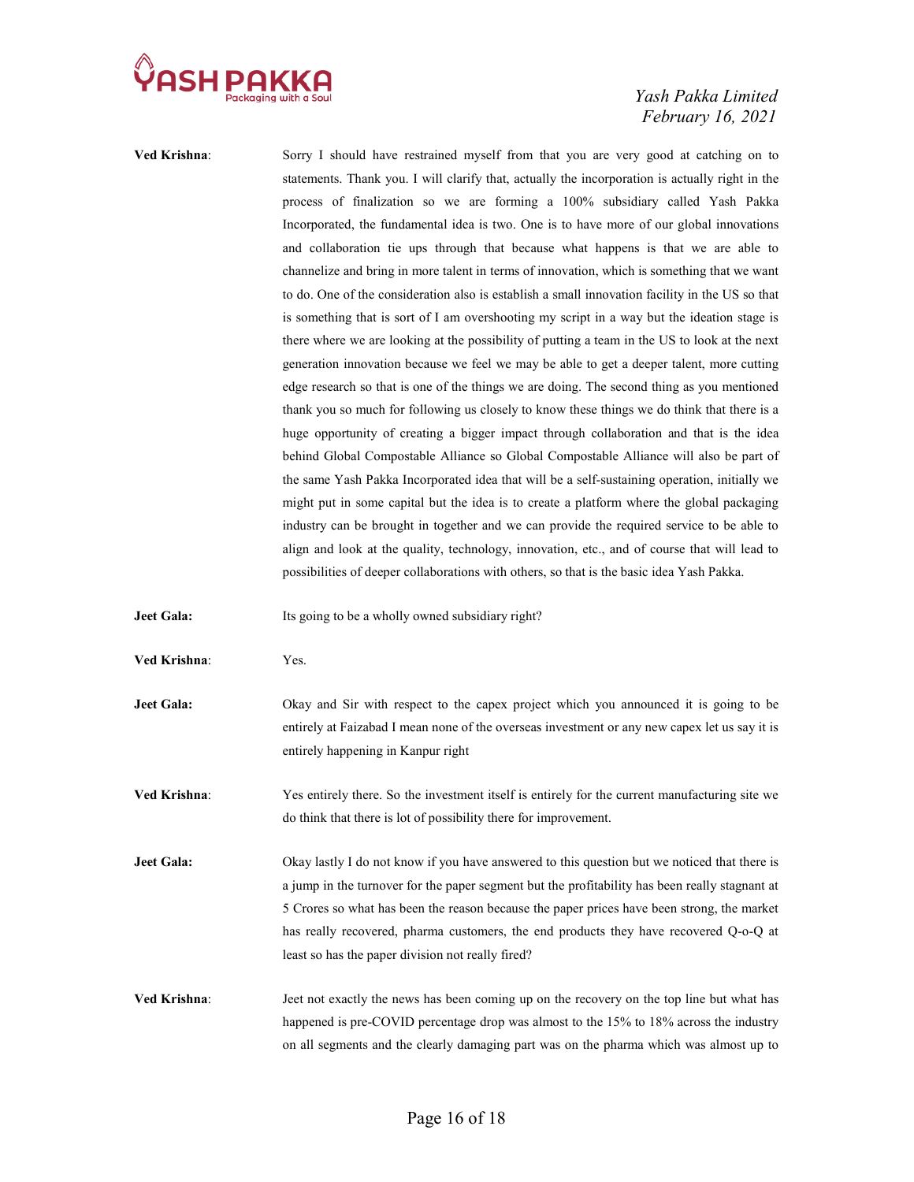**Ved Krishna**: Sorry I should have restrained myself from that you are very good at catching on to statements. Thank you. I will clarify that, actually the incorporation is actually right in the process of finalization so we are forming a 100% subsidiary called Yash Pakka Incorporated, the fundamental idea is two. One is to have more of our global innovations and collaboration tie ups through that because what happens is that we are able to channelize and bring in more talent in terms of innovation, which is something that we want to do. One of the consideration also is establish a small innovation facility in the US so that is something that is sort of I am overshooting my script in a way but the ideation stage is there where we are looking at the possibility of putting a team in the US to look at the next generation innovation because we feel we may be able to get a deeper talent, more cutting edge research so that is one of the things we are doing. The second thing as you mentioned thank you so much for following us closely to know these things we do think that there is a huge opportunity of creating a bigger impact through collaboration and that is the idea behind Global Compostable Alliance so Global Compostable Alliance will also be part of the same Yash Pakka Incorporated idea that will be a self-sustaining operation, initially we might put in some capital but the idea is to create a platform where the global packaging industry can be brought in together and we can provide the required service to be able to align and look at the quality, technology, innovation, etc., and of course that will lead to possibilities of deeper collaborations with others, so that is the basic idea Yash Pakka.

**Jeet Gala:** Its going to be a wholly owned subsidiary right?

**Ved Krishna**: Yes.

**Jeet Gala:** Okay and Sir with respect to the capex project which you announced it is going to be entirely at Faizabad I mean none of the overseas investment or any new capex let us say it is entirely happening in Kanpur right

**Ved Krishna**: Yes entirely there. So the investment itself is entirely for the current manufacturing site we do think that there is lot of possibility there for improvement.

**Jeet Gala:** Okay lastly I do not know if you have answered to this question but we noticed that there is a jump in the turnover for the paper segment but the profitability has been really stagnant at 5 Crores so what has been the reason because the paper prices have been strong, the market has really recovered, pharma customers, the end products they have recovered Q-o-Q at least so has the paper division not really fired?

**Ved Krishna**: Jeet not exactly the news has been coming up on the recovery on the top line but what has happened is pre-COVID percentage drop was almost to the 15% to 18% across the industry on all segments and the clearly damaging part was on the pharma which was almost up to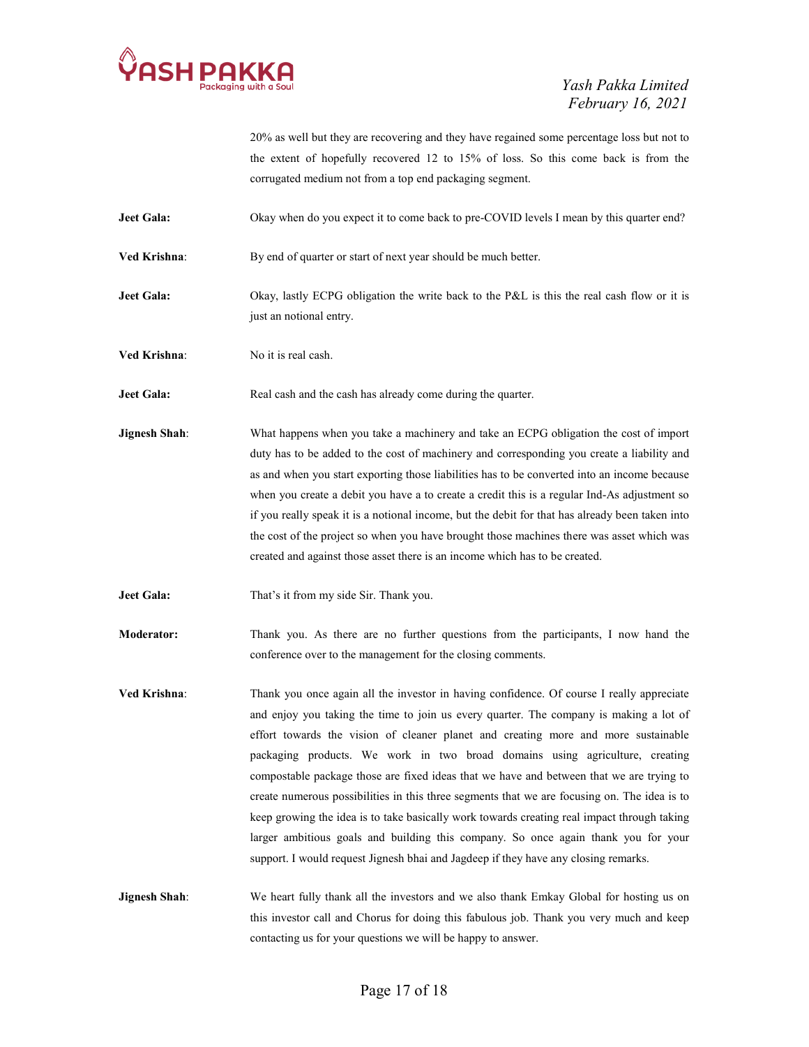20% as well but they are recovering and they have regained some percentage loss but not to the extent of hopefully recovered 12 to 15% of loss. So this come back is from the corrugated medium not from a top end packaging segment.

**Jeet Gala:** Okay when do you expect it to come back to pre-COVID levels I mean by this quarter end?

**Ved Krishna**: By end of quarter or start of next year should be much better.

**Jeet Gala:** Okay, lastly ECPG obligation the write back to the P&L is this the real cash flow or it is just an notional entry.

**Ved Krishna**: No it is real cash.

**Jeet Gala:** Real cash and the cash has already come during the quarter.

**Jignesh Shah**: What happens when you take a machinery and take an ECPG obligation the cost of import duty has to be added to the cost of machinery and corresponding you create a liability and as and when you start exporting those liabilities has to be converted into an income because when you create a debit you have a to create a credit this is a regular Ind-As adjustment so if you really speak it is a notional income, but the debit for that has already been taken into the cost of the project so when you have brought those machines there was asset which was created and against those asset there is an income which has to be created.

**Jeet Gala:** That's it from my side Sir. Thank you.

**Moderator:** Thank you. As there are no further questions from the participants, I now hand the conference over to the management for the closing comments.

**Ved Krishna**: Thank you once again all the investor in having confidence. Of course I really appreciate and enjoy you taking the time to join us every quarter. The company is making a lot of effort towards the vision of cleaner planet and creating more and more sustainable packaging products. We work in two broad domains using agriculture, creating compostable package those are fixed ideas that we have and between that we are trying to create numerous possibilities in this three segments that we are focusing on. The idea is to keep growing the idea is to take basically work towards creating real impact through taking larger ambitious goals and building this company. So once again thank you for your support. I would request Jignesh bhai and Jagdeep if they have any closing remarks.

**Jignesh Shah**: We heart fully thank all the investors and we also thank Emkay Global for hosting us on this investor call and Chorus for doing this fabulous job. Thank you very much and keep contacting us for your questions we will be happy to answer.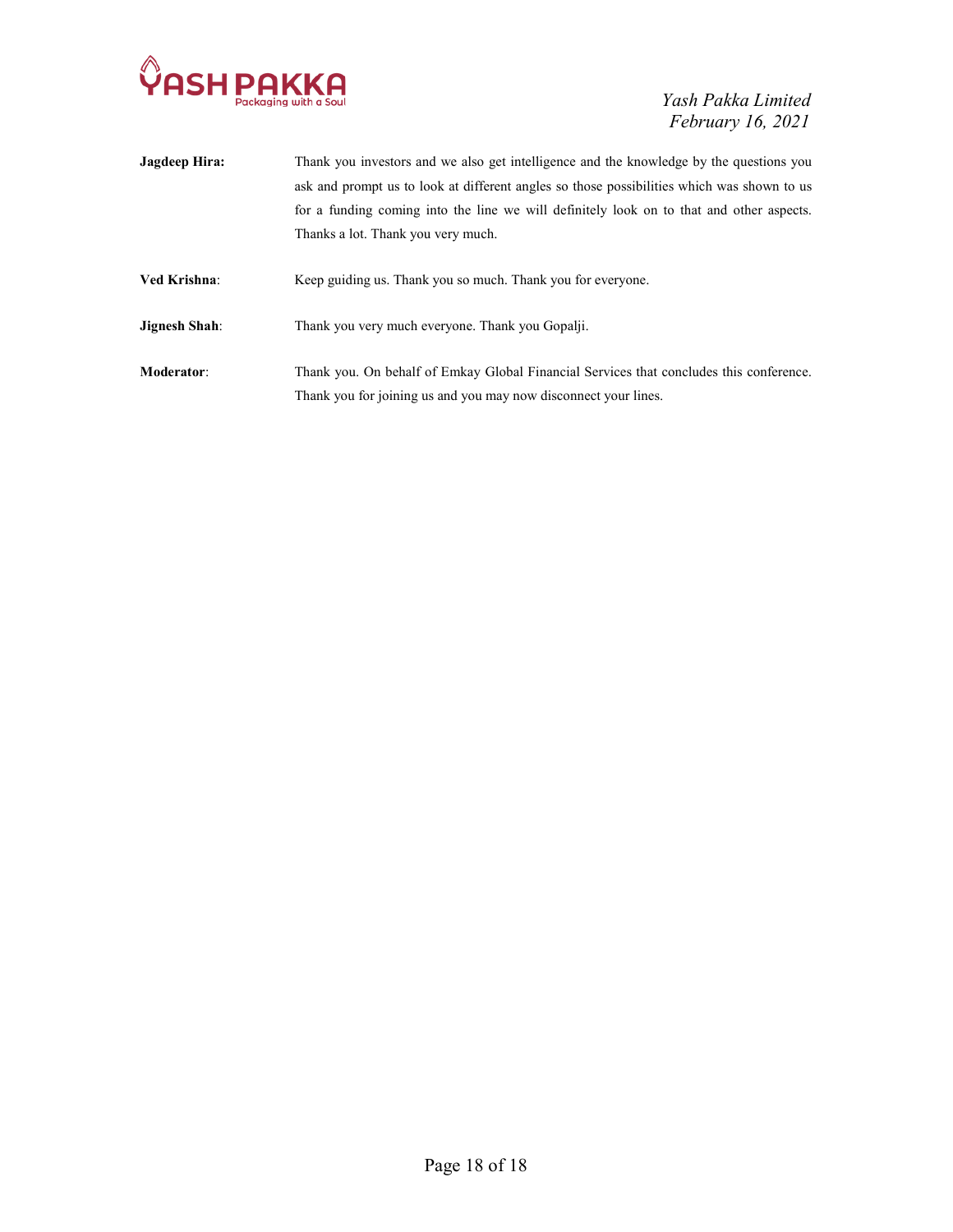**Jagdeep Hira:** Thank you investors and we also get intelligence and the knowledge by the questions you ask and prompt us to look at different angles so those possibilities which was shown to us for a funding coming into the line we will definitely look on to that and other aspects. Thanks a lot. Thank you very much.

**Ved Krishna**: Keep guiding us. Thank you so much. Thank you for everyone.

**Jignesh Shah**: Thank you very much everyone. Thank you Gopalji.

**Moderator**: Thank you. On behalf of Emkay Global Financial Services that concludes this conference. Thank you for joining us and you may now disconnect your lines.